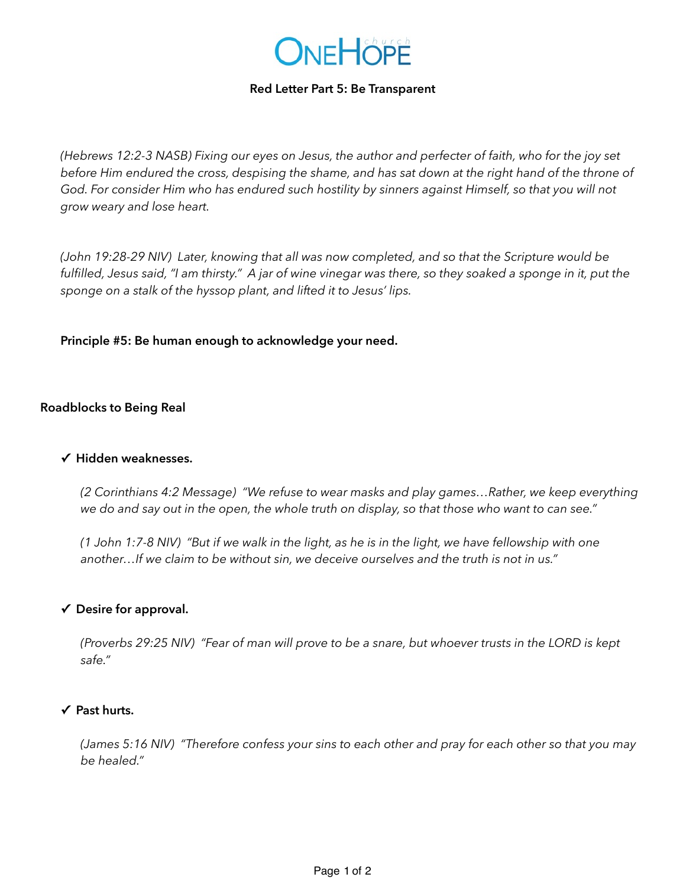# OneHope church

## Red Letter Part 5: Be Transparent

*(Hebrews 12:2-3 NASB) Fixing our eyes on Jesus, the author and perfecter of faith, who for the joy set before Him endured the cross, despising the shame, and has sat down at the right hand of the throne of God. For consider Him who has endured such hostility by sinners against Himself, so that you will not grow weary and lose heart.*

*(John 19:28-29 NIV) Later, knowing that all was now completed, and so that the Scripture would be fulfilled, Jesus said, "I am thirsty." A jar of wine vinegar was there, so they soaked a sponge in it, put the sponge on a stalk of the hyssop plant, and lifted it to Jesus' lips.*

**Principle #5: Be human enough to acknowledge your need.**

### Roadblocks to Being Real

✓ **Hidden weaknesses.**

*(2 Corinthians 4:2 Message) "We refuse to wear masks and play games…Rather, we keep everything we do and say out in the open, the whole truth on display, so that those who want to can see."*

*(1 John 1:7-8 NIV) "But if we walk in the light, as he is in the light, we have fellowship with one another…If we claim to be without sin, we deceive ourselves and the truth is not in us."*

✓ **Desire for approval.**

*(Proverbs 29:25 NIV) "Fear of man will prove to be a snare, but whoever trusts in the LORD is kept safe."*

✓ **Past hurts.**

*(James 5:16 NIV) "Therefore confess your sins to each other and pray for each other so that you may be healed."*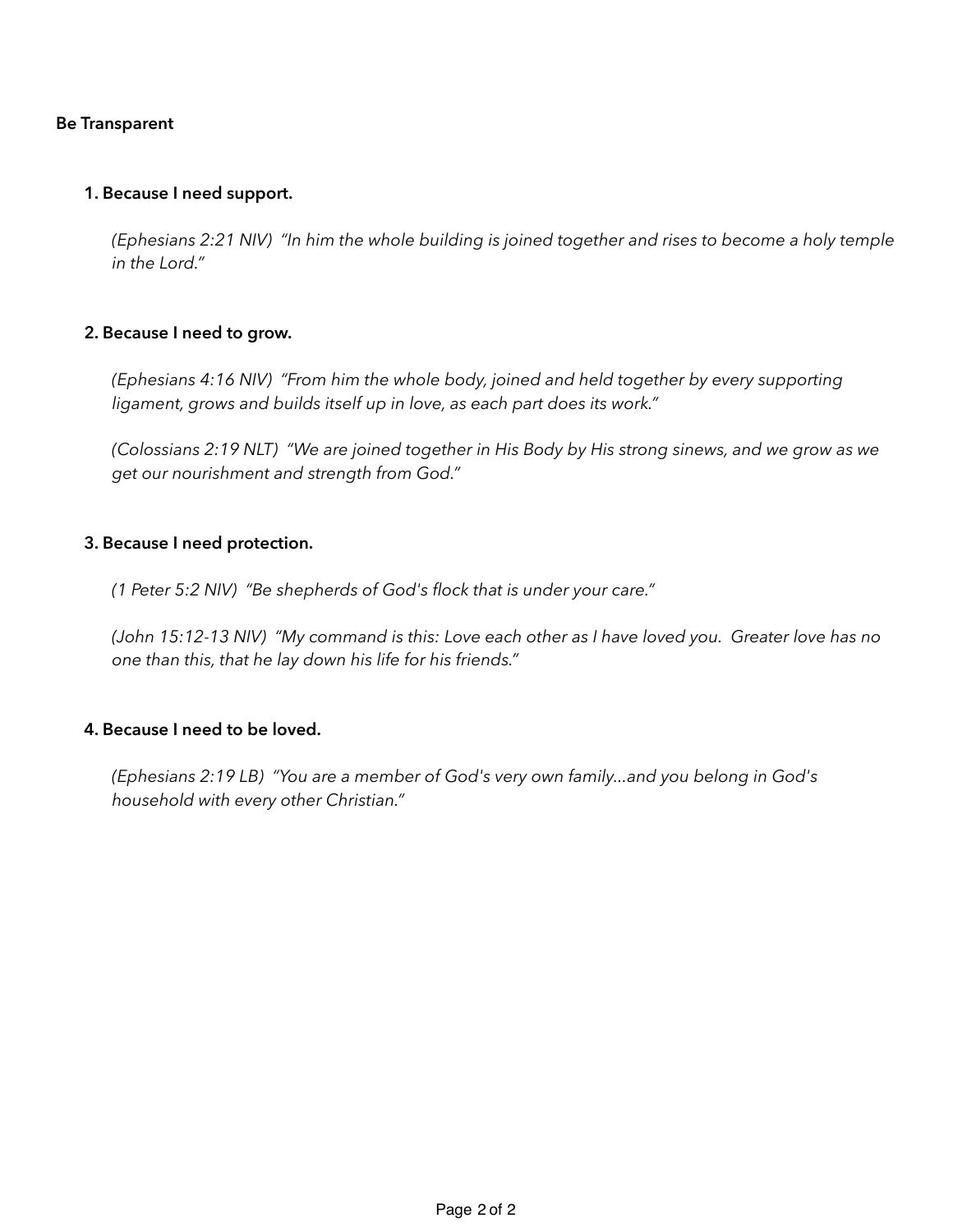**Be Transparent**

1. **Because I need support.**

   *(Ephesians 2:21 NIV)  "In him the whole building is joined together and rises to become a holy temple in the Lord."*

2. **Because I need to grow.**

   *(Ephesians 4:16 NIV)  "From him the whole body, joined and held together by every supporting ligament, grows and builds itself up in love, as each part does its work."*

   *(Colossians 2:19 NLT)  "We are joined together in His Body by His strong sinews, and we grow as we get our nourishment and strength from God."*

3. **Because I need protection.**

   *(1 Peter 5:2 NIV)  "Be shepherds of God's flock that is under your care."*

   *(John 15:12-13 NIV)  "My command is this: Love each other as I have loved you.  Greater love has no one than this, that he lay down his life for his friends."*

4. **Because I need to be loved.**

   *(Ephesians 2:19 LB)  "You are a member of God's very own family...and you belong in God's household with every other Christian."*